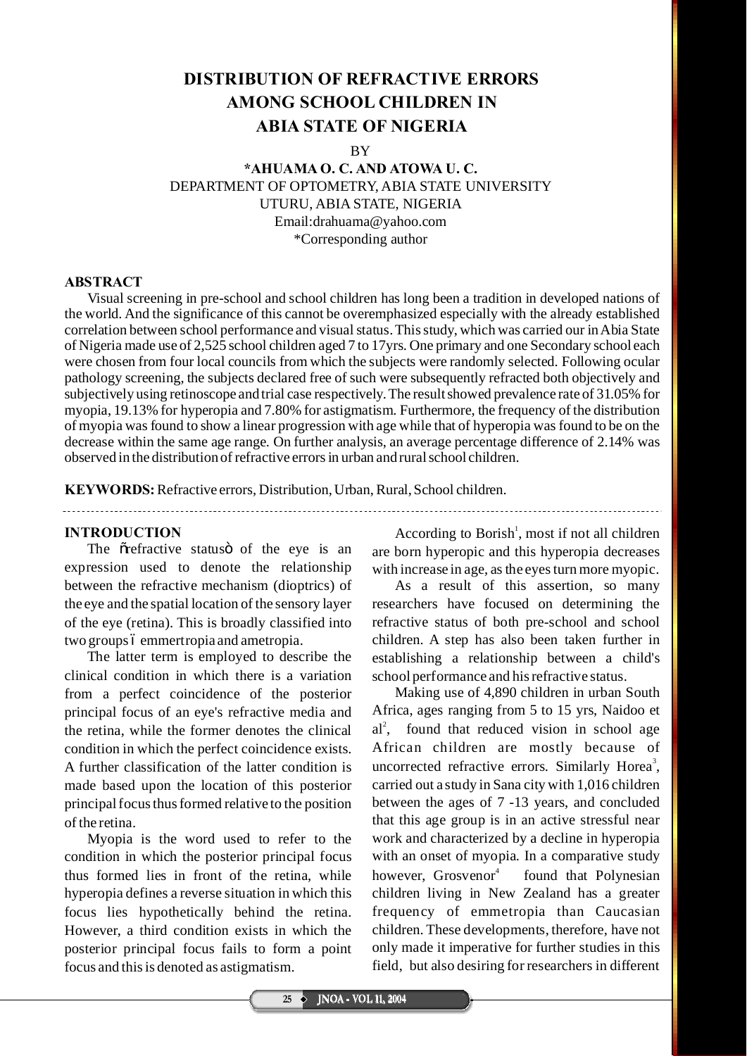# DISTRIBUTION OF REFRACTIVE ERRORS AMONG SCHOOL CHILDREN IN ABIA STATE OF NIGERIA

BY

**\*AHUAMA O. C. AND ATOWA U. C.**

DEPARTMENT OF OPTOMETRY, ABIA STATE UNIVERSITY
UTURU, ABIA STATE, NIGERIA
Email:drahuama@yahoo.com
*Corresponding author

## ABSTRACT

Visual screening in pre-school and school children has long been a tradition in developed nations of the world. And the significance of this cannot be overemphasized especially with the already established correlation between school performance and visual status. This study, which was carried our in Abia State of Nigeria made use of 2,525 school children aged 7 to 17yrs. One primary and one Secondary school each were chosen from four local councils from which the subjects were randomly selected. Following ocular pathology screening, the subjects declared free of such were subsequently refracted both objectively and subjectively using retinoscope and trial case respectively. The result showed prevalence rate of 31.05% for myopia, 19.13% for hyperopia and 7.80% for astigmatism. Furthermore, the frequency of the distribution of myopia was found to show a linear progression with age while that of hyperopia was found to be on the decrease within the same age range. On further analysis, an average percentage difference of 2.14% was observed in the distribution of refractive errors in urban and rural school children.

**KEYWORDS:** Refractive errors, Distribution, Urban, Rural, School children.

## INTRODUCTION

The "refractive status" of the eye is an expression used to denote the relationship between the refractive mechanism (dioptrics) of the eye and the spatial location of the sensory layer of the eye (retina). This is broadly classified into two groups – emmertropia and ametropia.

The latter term is employed to describe the clinical condition in which there is a variation from a perfect coincidence of the posterior principal focus of an eye's refractive media and the retina, while the former denotes the clinical condition in which the perfect coincidence exists. A further classification of the latter condition is made based upon the location of this posterior principal focus thus formed relative to the position of the retina.

Myopia is the word used to refer to the condition in which the posterior principal focus thus formed lies in front of the retina, while hyperopia defines a reverse situation in which this focus lies hypothetically behind the retina. However, a third condition exists in which the posterior principal focus fails to form a point focus and this is denoted as astigmatism.

According to Borish[1], most if not all children are born hyperopic and this hyperopia decreases with increase in age, as the eyes turn more myopic.

As a result of this assertion, so many researchers have focused on determining the refractive status of both pre-school and school children. A step has also been taken further in establishing a relationship between a child's school performance and his refractive status.

Making use of 4,890 children in urban South Africa, ages ranging from 5 to 15 yrs, Naidoo et al[2], found that reduced vision in school age African children are mostly because of uncorrected refractive errors. Similarly Horea[3], carried out a study in Sana city with 1,016 children between the ages of 7 -13 years, and concluded that this age group is in an active stressful near work and characterized by a decline in hyperopia with an onset of myopia. In a comparative study however, Grosvenor[4] found that Polynesian children living in New Zealand has a greater frequency of emmetropia than Caucasian children. These developments, therefore, have not only made it imperative for further studies in this field, but also desiring for researchers in different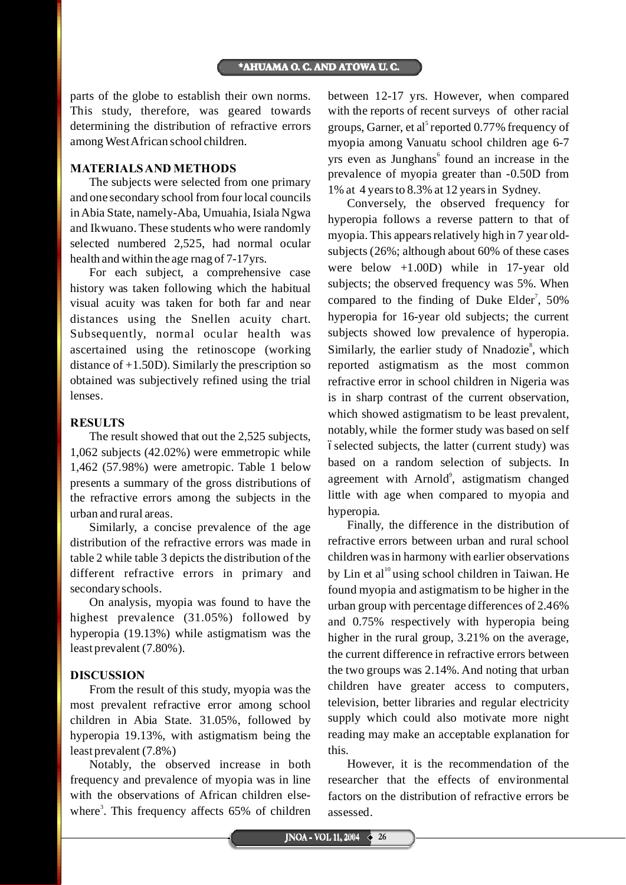parts of the globe to establish their own norms. This study, therefore, was geared towards determining the distribution of refractive errors among West African school children.

## MATERIALS AND METHODS

The subjects were selected from one primary and one secondary school from four local councils in Abia State, namely-Aba, Umuahia, Isiala Ngwa and Ikwuano. These students who were randomly selected numbered 2,525, had normal ocular health and within the age rnag of 7-17yrs.

For each subject, a comprehensive case history was taken following which the habitual visual acuity was taken for both far and near distances using the Snellen acuity chart. Subsequently, normal ocular health was ascertained using the retinoscope (working distance of +1.50D). Similarly the prescription so obtained was subjectively refined using the trial lenses.

## RESULTS

The result showed that out the 2,525 subjects, 1,062 subjects (42.02%) were emmetropic while 1,462 (57.98%) were ametropic. Table 1 below presents a summary of the gross distributions of the refractive errors among the subjects in the urban and rural areas.

Similarly, a concise prevalence of the age distribution of the refractive errors was made in table 2 while table 3 depicts the distribution of the different refractive errors in primary and secondary schools.

On analysis, myopia was found to have the highest prevalence (31.05%) followed by hyperopia (19.13%) while astigmatism was the least prevalent (7.80%).

## DISCUSSION

From the result of this study, myopia was the most prevalent refractive error among school children in Abia State. 31.05%, followed by hyperopia 19.13%, with astigmatism being the least prevalent (7.8%)

Notably, the observed increase in both frequency and prevalence of myopia was in line with the observations of African children elsewhere[3]. This frequency affects 65% of children between 12-17 yrs. However, when compared with the reports of recent surveys of other racial groups, Garner, et al[5] reported 0.77% frequency of myopia among Vanuatu school children age 6-7 yrs even as Junghans[6] found an increase in the prevalence of myopia greater than -0.50D from 1% at 4 years to 8.3% at 12 years in Sydney.

Conversely, the observed frequency for hyperopia follows a reverse pattern to that of myopia. This appears relatively high in 7 year old-subjects (26%; although about 60% of these cases were below +1.00D) while in 17-year old subjects; the observed frequency was 5%. When compared to the finding of Duke Elder[7], 50% hyperopia for 16-year old subjects; the current subjects showed low prevalence of hyperopia. Similarly, the earlier study of Nnadozie[8], which reported astigmatism as the most common refractive error in school children in Nigeria was is in sharp contrast of the current observation, which showed astigmatism to be least prevalent, notably, while the former study was based on self ï selected subjects, the latter (current study) was based on a random selection of subjects. In agreement with Arnold[9], astigmatism changed little with age when compared to myopia and hyperopia.

Finally, the difference in the distribution of refractive errors between urban and rural school children was in harmony with earlier observations by Lin et al[10] using school children in Taiwan. He found myopia and astigmatism to be higher in the urban group with percentage differences of 2.46% and 0.75% respectively with hyperopia being higher in the rural group, 3.21% on the average, the current difference in refractive errors between the two groups was 2.14%. And noting that urban children have greater access to computers, television, better libraries and regular electricity supply which could also motivate more night reading may make an acceptable explanation for this.

However, it is the recommendation of the researcher that the effects of environmental factors on the distribution of refractive errors be assessed.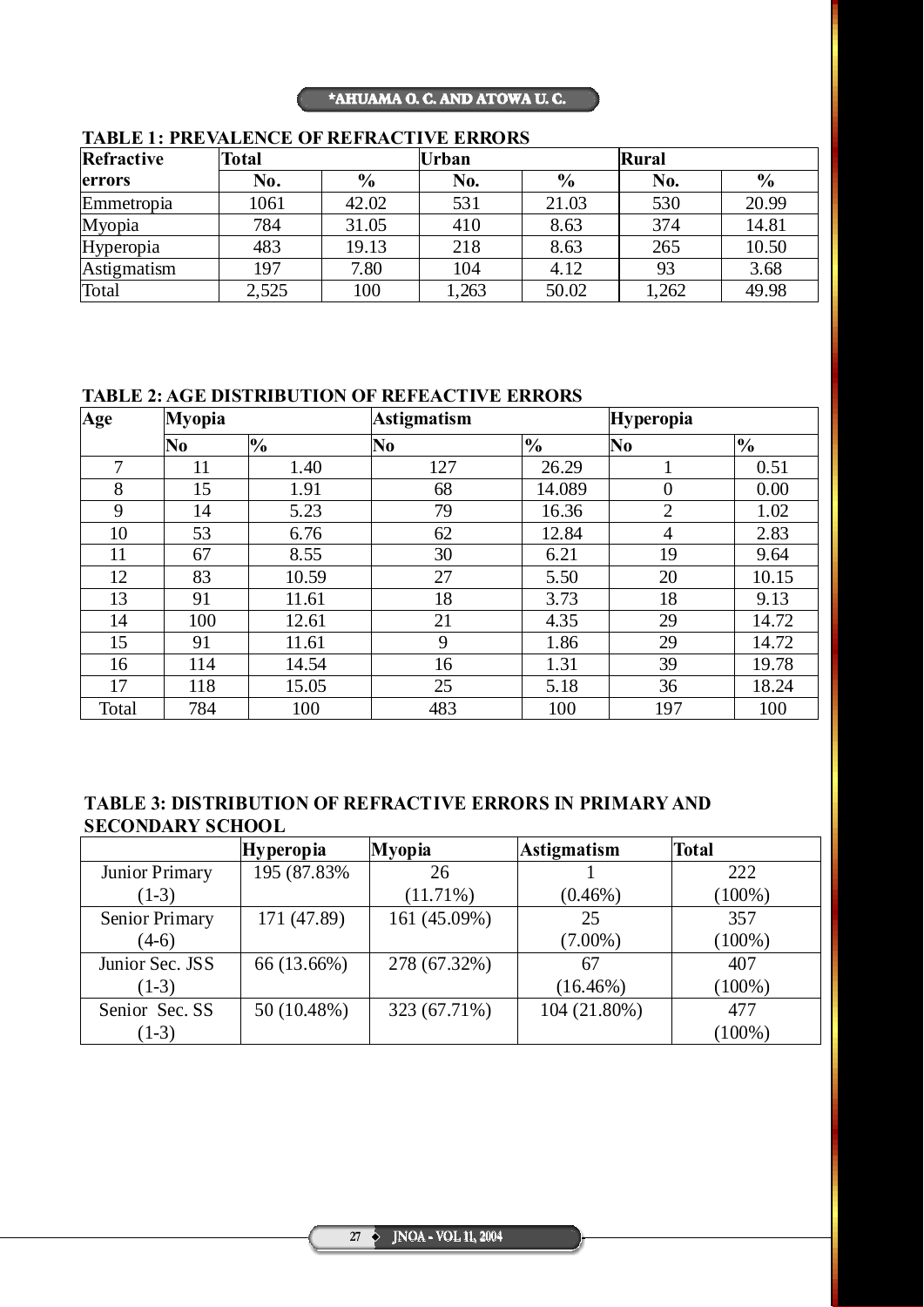**TABLE 1: PREVALENCE OF REFRACTIVE ERRORS**

| Refractive errors | Total | | Urban | | Rural | |
|---|---|---|---|---|---|---|
| | No. | % | No. | % | No. | % |
| Emmetropia | 1061 | 42.02 | 531 | 21.03 | 530 | 20.99 |
| Myopia | 784 | 31.05 | 410 | 8.63 | 374 | 14.81 |
| Hyperopia | 483 | 19.13 | 218 | 8.63 | 265 | 10.50 |
| Astigmatism | 197 | 7.80 | 104 | 4.12 | 93 | 3.68 |
| Total | 2,525 | 100 | 1,263 | 50.02 | 1,262 | 49.98 |

**TABLE 2: AGE DISTRIBUTION OF REFEACTIVE ERRORS**

| Age | Myopia | | Astigmatism | | Hyperopia | |
|---|---|---|---|---|---|---|
| | No | % | No | % | No | % |
| 7 | 11 | 1.40 | 127 | 26.29 | 1 | 0.51 |
| 8 | 15 | 1.91 | 68 | 14.089 | 0 | 0.00 |
| 9 | 14 | 5.23 | 79 | 16.36 | 2 | 1.02 |
| 10 | 53 | 6.76 | 62 | 12.84 | 4 | 2.83 |
| 11 | 67 | 8.55 | 30 | 6.21 | 19 | 9.64 |
| 12 | 83 | 10.59 | 27 | 5.50 | 20 | 10.15 |
| 13 | 91 | 11.61 | 18 | 3.73 | 18 | 9.13 |
| 14 | 100 | 12.61 | 21 | 4.35 | 29 | 14.72 |
| 15 | 91 | 11.61 | 9 | 1.86 | 29 | 14.72 |
| 16 | 114 | 14.54 | 16 | 1.31 | 39 | 19.78 |
| 17 | 118 | 15.05 | 25 | 5.18 | 36 | 18.24 |
| Total | 784 | 100 | 483 | 100 | 197 | 100 |

**TABLE 3: DISTRIBUTION OF REFRACTIVE ERRORS IN PRIMARY AND SECONDARY SCHOOL**

| | Hyperopia | Myopia | Astigmatism | Total |
|---|---|---|---|---|
| Junior Primary (1-3) | 195 (87.83% | 26 (11.71%) | 1 (0.46%) | 222 (100%) |
| Senior Primary (4-6) | 171 (47.89) | 161 (45.09%) | 25 (7.00%) | 357 (100%) |
| Junior Sec. JSS (1-3) | 66 (13.66%) | 278 (67.32%) | 67 (16.46%) | 407 (100%) |
| Senior Sec. SS (1-3) | 50 (10.48%) | 323 (67.71%) | 104 (21.80%) | 477 (100%) |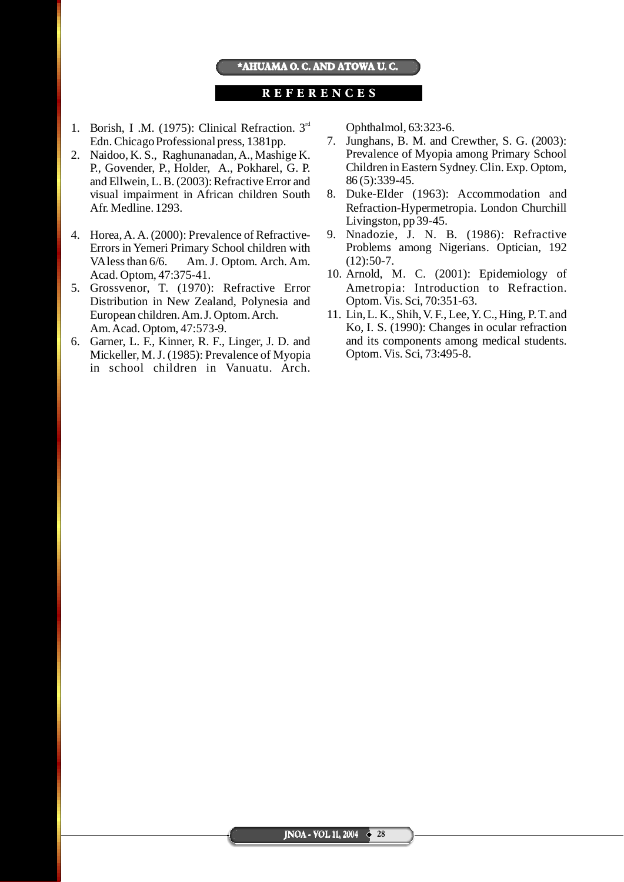## REFERENCES

1. Borish, I .M. (1975): Clinical Refraction. 3rd Edn. Chicago Professional press, 1381pp.
2. Naidoo, K. S., Raghunanadan, A., Mashige K. P., Govender, P., Holder, A., Pokharel, G. P. and Ellwein, L. B. (2003): Refractive Error and visual impairment in African children South Afr. Medline. 1293.

4. Horea, A. A. (2000): Prevalence of Refractive-Errors in Yemeri Primary School children with VA less than 6/6. Am. J. Optom. Arch. Am. Acad. Optom, 47:375-41.
5. Grossvenor, T. (1970): Refractive Error Distribution in New Zealand, Polynesia and European children. Am. J. Optom. Arch. Am. Acad. Optom, 47:573-9.
6. Garner, L. F., Kinner, R. F., Linger, J. D. and Mickeller, M. J. (1985): Prevalence of Myopia in school children in Vanuatu. Arch. Ophthalmol, 63:323-6.
7. Junghans, B. M. and Crewther, S. G. (2003): Prevalence of Myopia among Primary School Children in Eastern Sydney. Clin. Exp. Optom, 86 (5):339-45.
8. Duke-Elder (1963): Accommodation and Refraction-Hypermetropia. London Churchill Livingston, pp 39-45.
9. Nnadozie, J. N. B. (1986): Refractive Problems among Nigerians. Optician, 192 (12):50-7.
10. Arnold, M. C. (2001): Epidemiology of Ametropia: Introduction to Refraction. Optom. Vis. Sci, 70:351-63.
11. Lin, L. K., Shih, V. F., Lee, Y. C., Hing, P. T. and Ko, I. S. (1990): Changes in ocular refraction and its components among medical students. Optom. Vis. Sci, 73:495-8.